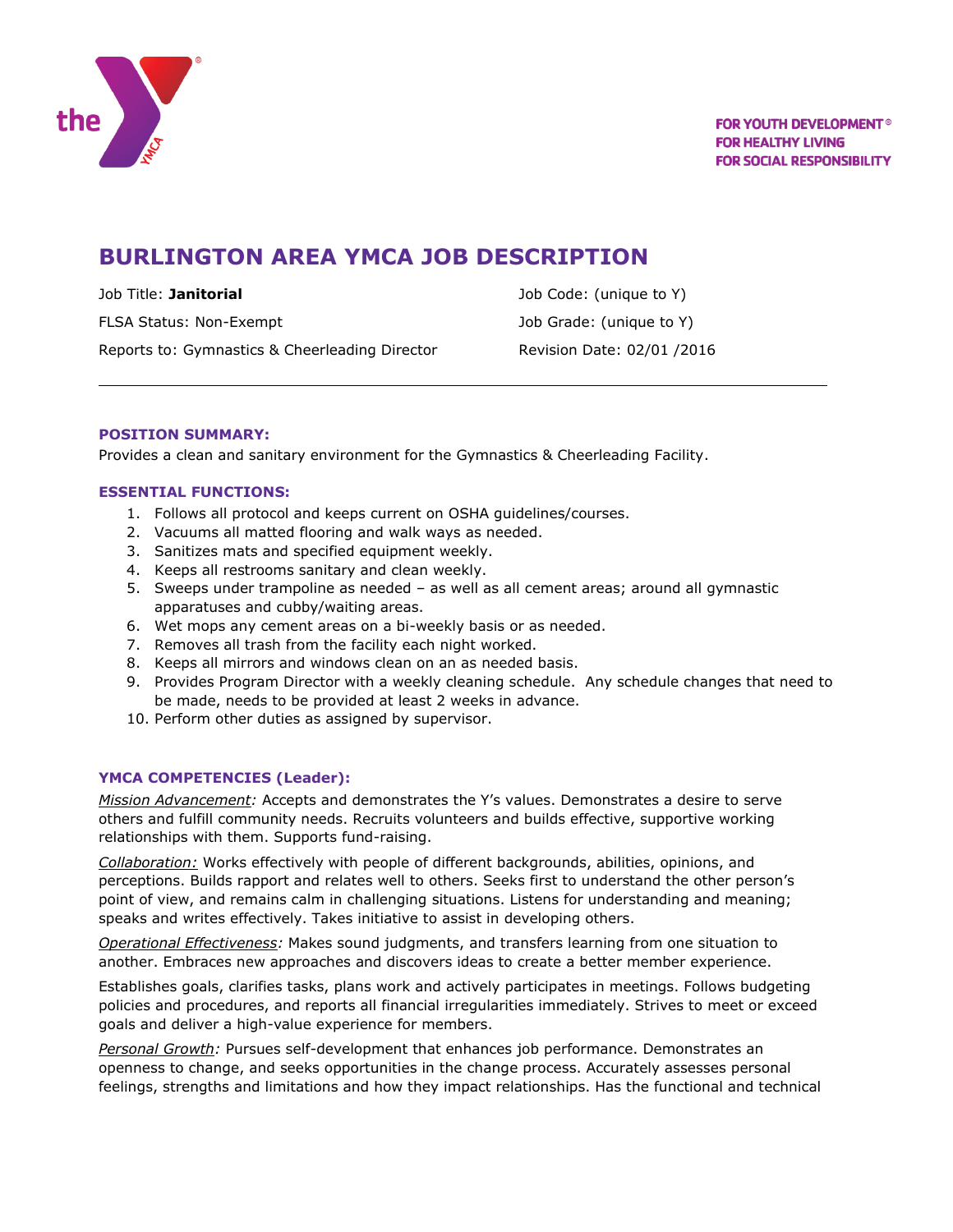FOR YOUTH DEVELOPMENT®
FOR HEALTHY LIVING
FOR SOCIAL RESPONSIBILITY

# BURLINGTON AREA YMCA JOB DESCRIPTION

Job Title: **Janitorial**

FLSA Status: Non-Exempt

Reports to: Gymnastics & Cheerleading Director

Job Code: (unique to Y)

Job Grade: (unique to Y)

Revision Date: 02/01 /2016

---

### POSITION SUMMARY:

Provides a clean and sanitary environment for the Gymnastics & Cheerleading Facility.

### ESSENTIAL FUNCTIONS:

1. Follows all protocol and keeps current on OSHA guidelines/courses.
2. Vacuums all matted flooring and walk ways as needed.
3. Sanitizes mats and specified equipment weekly.
4. Keeps all restrooms sanitary and clean weekly.
5. Sweeps under trampoline as needed – as well as all cement areas; around all gymnastic apparatuses and cubby/waiting areas.
6. Wet mops any cement areas on a bi-weekly basis or as needed.
7. Removes all trash from the facility each night worked.
8. Keeps all mirrors and windows clean on an as needed basis.
9. Provides Program Director with a weekly cleaning schedule. Any schedule changes that need to be made, needs to be provided at least 2 weeks in advance.
10. Perform other duties as assigned by supervisor.

### YMCA COMPETENCIES (Leader):

*Mission Advancement:* Accepts and demonstrates the Y's values. Demonstrates a desire to serve others and fulfill community needs. Recruits volunteers and builds effective, supportive working relationships with them. Supports fund-raising.

*Collaboration:* Works effectively with people of different backgrounds, abilities, opinions, and perceptions. Builds rapport and relates well to others. Seeks first to understand the other person's point of view, and remains calm in challenging situations. Listens for understanding and meaning; speaks and writes effectively. Takes initiative to assist in developing others.

*Operational Effectiveness:* Makes sound judgments, and transfers learning from one situation to another. Embraces new approaches and discovers ideas to create a better member experience.

Establishes goals, clarifies tasks, plans work and actively participates in meetings. Follows budgeting policies and procedures, and reports all financial irregularities immediately. Strives to meet or exceed goals and deliver a high-value experience for members.

*Personal Growth:* Pursues self-development that enhances job performance. Demonstrates an openness to change, and seeks opportunities in the change process. Accurately assesses personal feelings, strengths and limitations and how they impact relationships. Has the functional and technical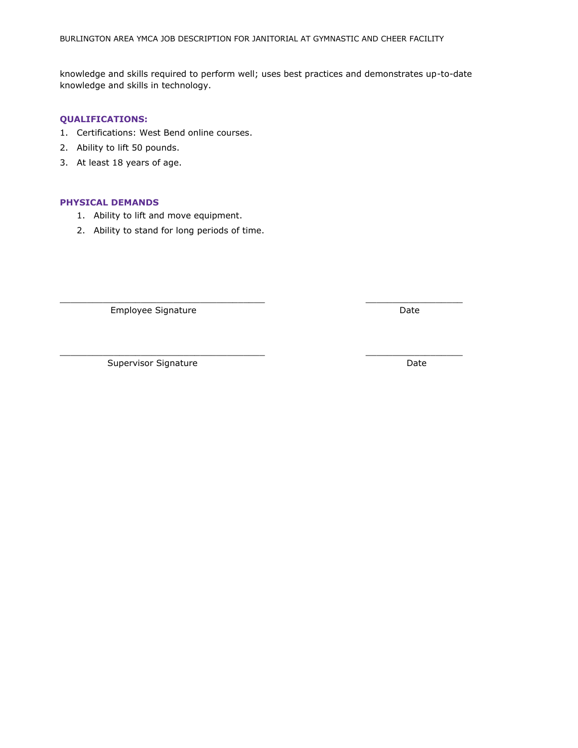knowledge and skills required to perform well; uses best practices and demonstrates up-to-date knowledge and skills in technology.

### QUALIFICATIONS:

1. Certifications: West Bend online courses.
2. Ability to lift 50 pounds.
3. At least 18 years of age.

### PHYSICAL DEMANDS

1. Ability to lift and move equipment.
2. Ability to stand for long periods of time.

______________________________________ ____________________
Employee Signature Date

______________________________________ ____________________
Supervisor Signature Date